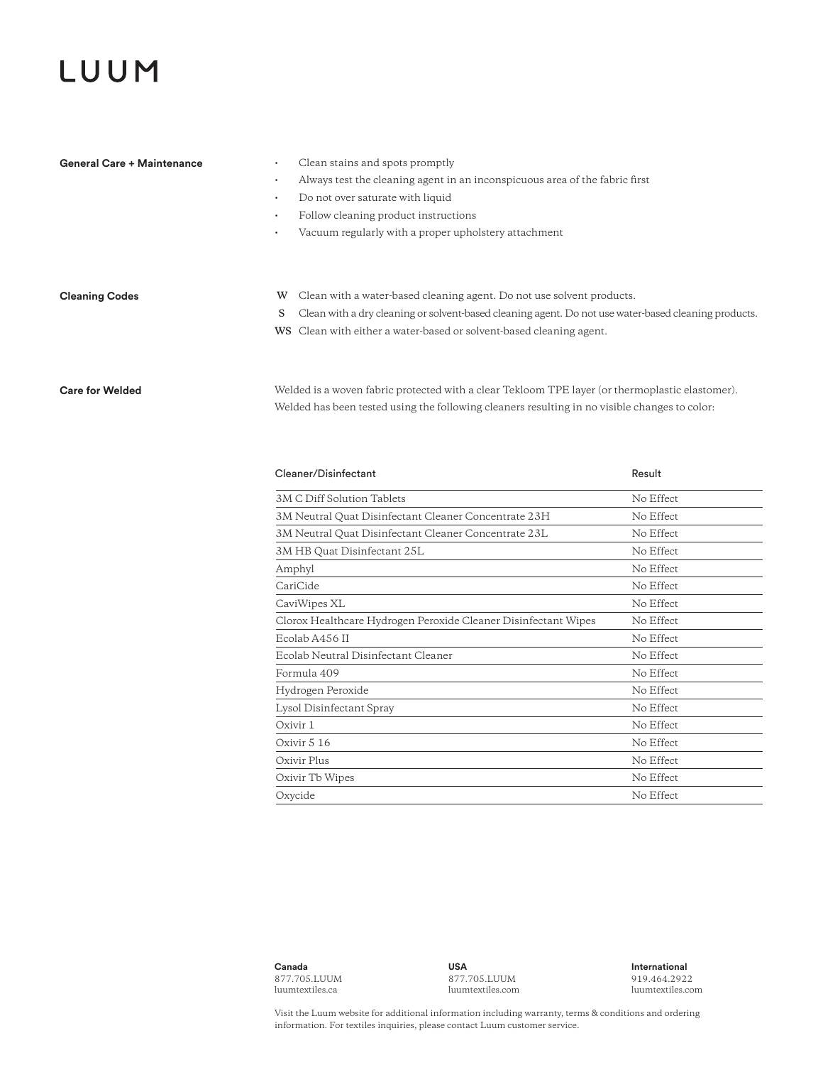# LUUM

## General Care + Maintenance

- Clean stains and spots promptly
- Always test the cleaning agent in an inconspicuous area of the fabric first
- Do not over saturate with liquid
- Follow cleaning product instructions
- Vacuum regularly with a proper upholstery attachment

## Cleaning Codes

**W** Clean with a water-based cleaning agent. Do not use solvent products.

**S** Clean with a dry cleaning or solvent-based cleaning agent. Do not use water-based cleaning products.

**WS** Clean with either a water-based or solvent-based cleaning agent.

## Care for Welded

Welded is a woven fabric protected with a clear Tekloom TPE layer (or thermoplastic elastomer). Welded has been tested using the following cleaners resulting in no visible changes to color:

| Cleaner/Disinfectant | Result |
|---|---|
| 3M C Diff Solution Tablets | No Effect |
| 3M Neutral Quat Disinfectant Cleaner Concentrate 23H | No Effect |
| 3M Neutral Quat Disinfectant Cleaner Concentrate 23L | No Effect |
| 3M HB Quat Disinfectant 25L | No Effect |
| Amphyl | No Effect |
| CariCide | No Effect |
| CaviWipes XL | No Effect |
| Clorox Healthcare Hydrogen Peroxide Cleaner Disinfectant Wipes | No Effect |
| Ecolab A456 II | No Effect |
| Ecolab Neutral Disinfectant Cleaner | No Effect |
| Formula 409 | No Effect |
| Hydrogen Peroxide | No Effect |
| Lysol Disinfectant Spray | No Effect |
| Oxivir 1 | No Effect |
| Oxivir 5 16 | No Effect |
| Oxivir Plus | No Effect |
| Oxivir Tb Wipes | No Effect |
| Oxycide | No Effect |

**Canada**
877.705.LUUM
luumtextiles.ca

**USA**
877.705.LUUM
luumtextiles.com

**International**
919.464.2922
luumtextiles.com

Visit the Luum website for additional information including warranty, terms & conditions and ordering information. For textiles inquiries, please contact Luum customer service.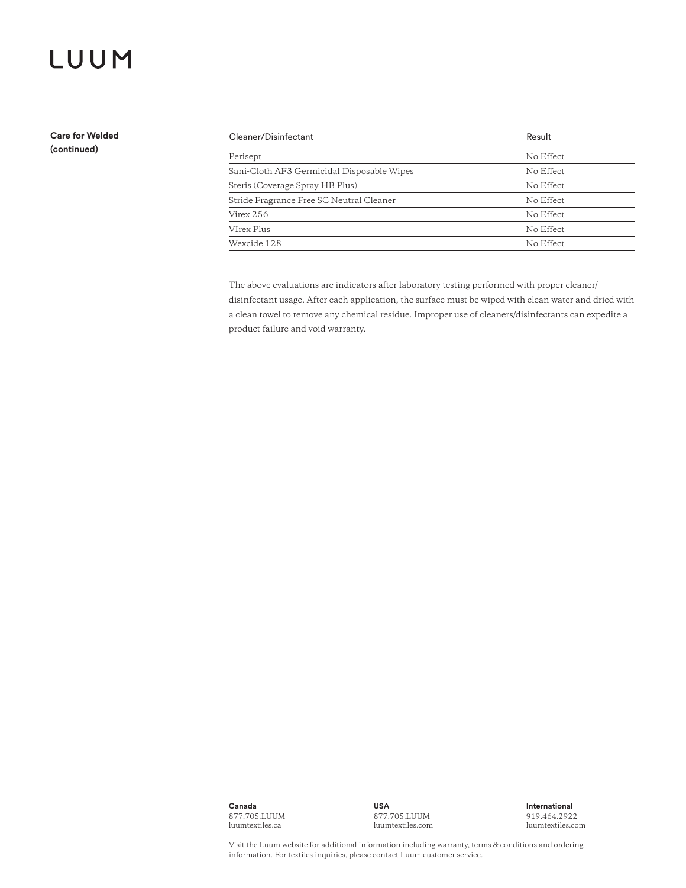**Care for Welded (continued)**

| Cleaner/Disinfectant | Result |
| --- | --- |
| Perisept | No Effect |
| Sani-Cloth AF3 Germicidal Disposable Wipes | No Effect |
| Steris (Coverage Spray HB Plus) | No Effect |
| Stride Fragrance Free SC Neutral Cleaner | No Effect |
| Virex 256 | No Effect |
| VIrex Plus | No Effect |
| Wexcide 128 | No Effect |

The above evaluations are indicators after laboratory testing performed with proper cleaner/disinfectant usage. After each application, the surface must be wiped with clean water and dried with a clean towel to remove any chemical residue. Improper use of cleaners/disinfectants can expedite a product failure and void warranty.

**Canada**
877.705.LUUM
luumtextiles.ca

**USA**
877.705.LUUM
luumtextiles.com

**International**
919.464.2922
luumtextiles.com

Visit the Luum website for additional information including warranty, terms & conditions and ordering information. For textiles inquiries, please contact Luum customer service.